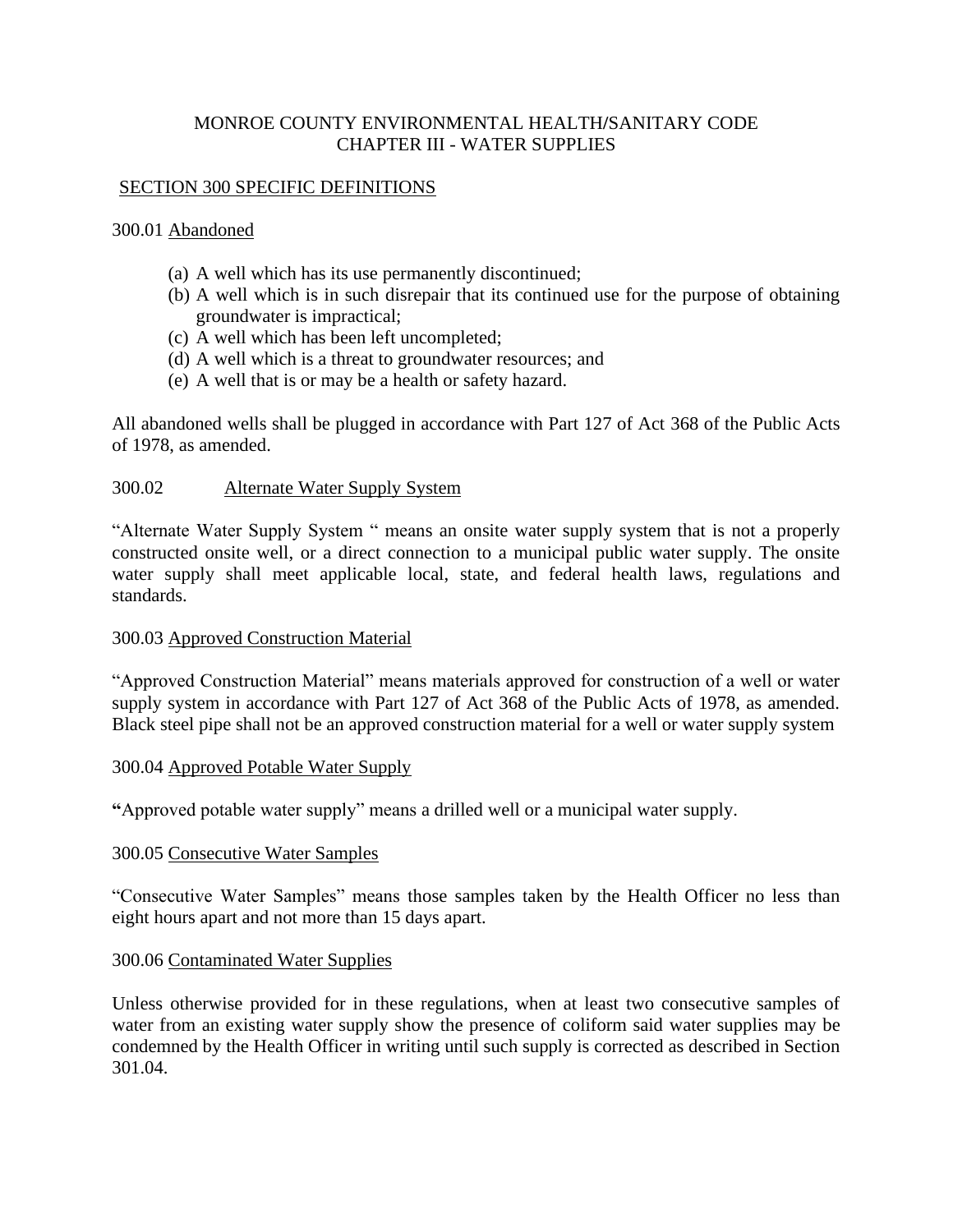# MONROE COUNTY ENVIRONMENTAL HEALTH/SANITARY CODE
## CHAPTER III - WATER SUPPLIES

### SECTION 300 SPECIFIC DEFINITIONS

300.01 Abandoned

(a) A well which has its use permanently discontinued;
(b) A well which is in such disrepair that its continued use for the purpose of obtaining groundwater is impractical;
(c) A well which has been left uncompleted;
(d) A well which is a threat to groundwater resources; and
(e) A well that is or may be a health or safety hazard.

All abandoned wells shall be plugged in accordance with Part 127 of Act 368 of the Public Acts of 1978, as amended.

300.02 Alternate Water Supply System

"Alternate Water Supply System " means an onsite water supply system that is not a properly constructed onsite well, or a direct connection to a municipal public water supply. The onsite water supply shall meet applicable local, state, and federal health laws, regulations and standards.

300.03 Approved Construction Material

"Approved Construction Material" means materials approved for construction of a well or water supply system in accordance with Part 127 of Act 368 of the Public Acts of 1978, as amended. Black steel pipe shall not be an approved construction material for a well or water supply system

300.04 Approved Potable Water Supply

"Approved potable water supply" means a drilled well or a municipal water supply.

300.05 Consecutive Water Samples

"Consecutive Water Samples" means those samples taken by the Health Officer no less than eight hours apart and not more than 15 days apart.

300.06 Contaminated Water Supplies

Unless otherwise provided for in these regulations, when at least two consecutive samples of water from an existing water supply show the presence of coliform said water supplies may be condemned by the Health Officer in writing until such supply is corrected as described in Section 301.04.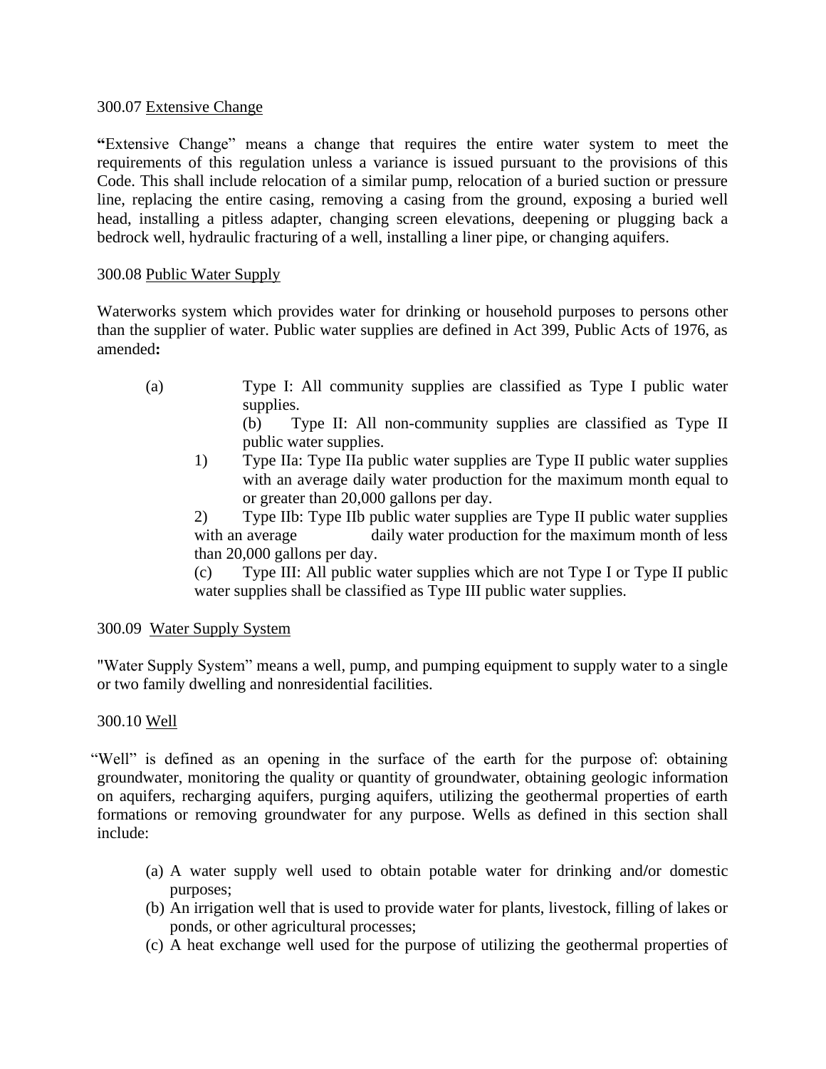300.07 Extensive Change

"Extensive Change" means a change that requires the entire water system to meet the requirements of this regulation unless a variance is issued pursuant to the provisions of this Code. This shall include relocation of a similar pump, relocation of a buried suction or pressure line, replacing the entire casing, removing a casing from the ground, exposing a buried well head, installing a pitless adapter, changing screen elevations, deepening or plugging back a bedrock well, hydraulic fracturing of a well, installing a liner pipe, or changing aquifers.

300.08 Public Water Supply

Waterworks system which provides water for drinking or household purposes to persons other than the supplier of water. Public water supplies are defined in Act 399, Public Acts of 1976, as amended**:**

(a) Type I: All community supplies are classified as Type I public water supplies.

(b) Type II: All non-community supplies are classified as Type II public water supplies.

1) Type IIa: Type IIa public water supplies are Type II public water supplies with an average daily water production for the maximum month equal to or greater than 20,000 gallons per day.

2) Type IIb: Type IIb public water supplies are Type II public water supplies with an average daily water production for the maximum month of less than 20,000 gallons per day.

(c) Type III: All public water supplies which are not Type I or Type II public water supplies shall be classified as Type III public water supplies.

300.09 Water Supply System

"Water Supply System" means a well, pump, and pumping equipment to supply water to a single or two family dwelling and nonresidential facilities.

300.10 Well

"Well" is defined as an opening in the surface of the earth for the purpose of: obtaining groundwater, monitoring the quality or quantity of groundwater, obtaining geologic information on aquifers, recharging aquifers, purging aquifers, utilizing the geothermal properties of earth formations or removing groundwater for any purpose. Wells as defined in this section shall include:

(a) A water supply well used to obtain potable water for drinking and/or domestic purposes;
(b) An irrigation well that is used to provide water for plants, livestock, filling of lakes or ponds, or other agricultural processes;
(c) A heat exchange well used for the purpose of utilizing the geothermal properties of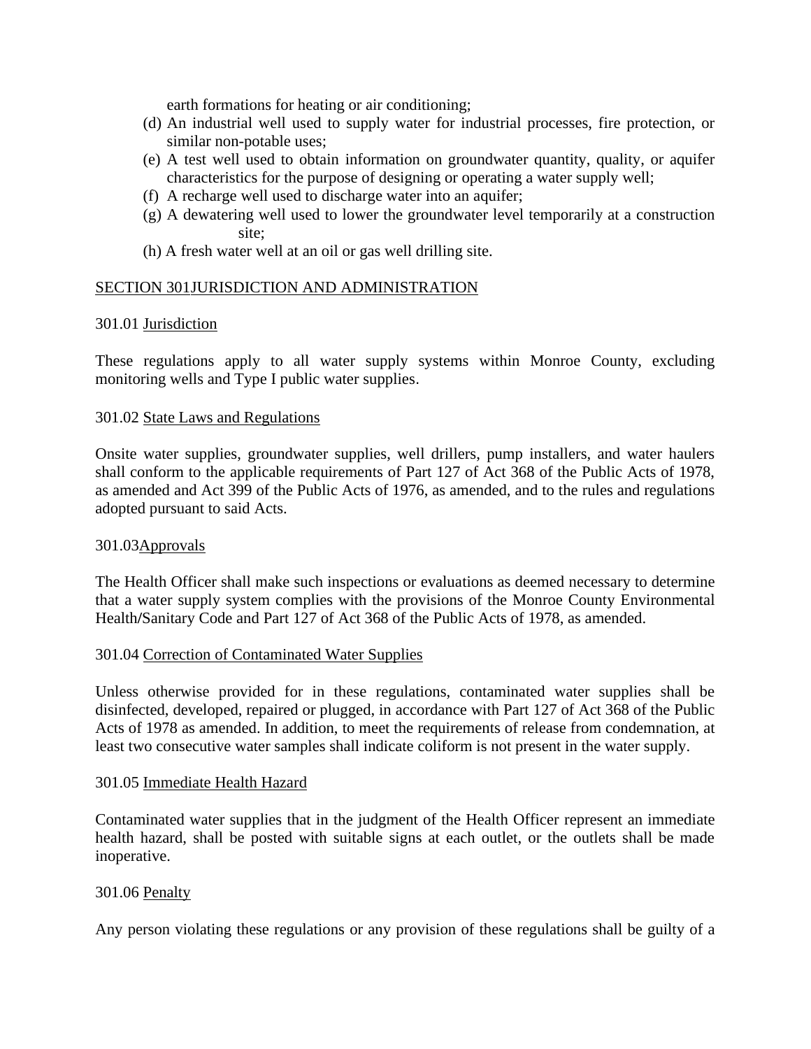earth formations for heating or air conditioning;

(d) An industrial well used to supply water for industrial processes, fire protection, or similar non-potable uses;
(e) A test well used to obtain information on groundwater quantity, quality, or aquifer characteristics for the purpose of designing or operating a water supply well;
(f) A recharge well used to discharge water into an aquifer;
(g) A dewatering well used to lower the groundwater level temporarily at a construction site;
(h) A fresh water well at an oil or gas well drilling site.

## SECTION 301 JURISDICTION AND ADMINISTRATION

### 301.01 Jurisdiction

These regulations apply to all water supply systems within Monroe County, excluding monitoring wells and Type I public water supplies.

### 301.02 State Laws and Regulations

Onsite water supplies, groundwater supplies, well drillers, pump installers, and water haulers shall conform to the applicable requirements of Part 127 of Act 368 of the Public Acts of 1978, as amended and Act 399 of the Public Acts of 1976, as amended, and to the rules and regulations adopted pursuant to said Acts.

### 301.03 Approvals

The Health Officer shall make such inspections or evaluations as deemed necessary to determine that a water supply system complies with the provisions of the Monroe County Environmental Health/Sanitary Code and Part 127 of Act 368 of the Public Acts of 1978, as amended.

### 301.04 Correction of Contaminated Water Supplies

Unless otherwise provided for in these regulations, contaminated water supplies shall be disinfected, developed, repaired or plugged, in accordance with Part 127 of Act 368 of the Public Acts of 1978 as amended. In addition, to meet the requirements of release from condemnation, at least two consecutive water samples shall indicate coliform is not present in the water supply.

### 301.05 Immediate Health Hazard

Contaminated water supplies that in the judgment of the Health Officer represent an immediate health hazard, shall be posted with suitable signs at each outlet, or the outlets shall be made inoperative.

### 301.06 Penalty

Any person violating these regulations or any provision of these regulations shall be guilty of a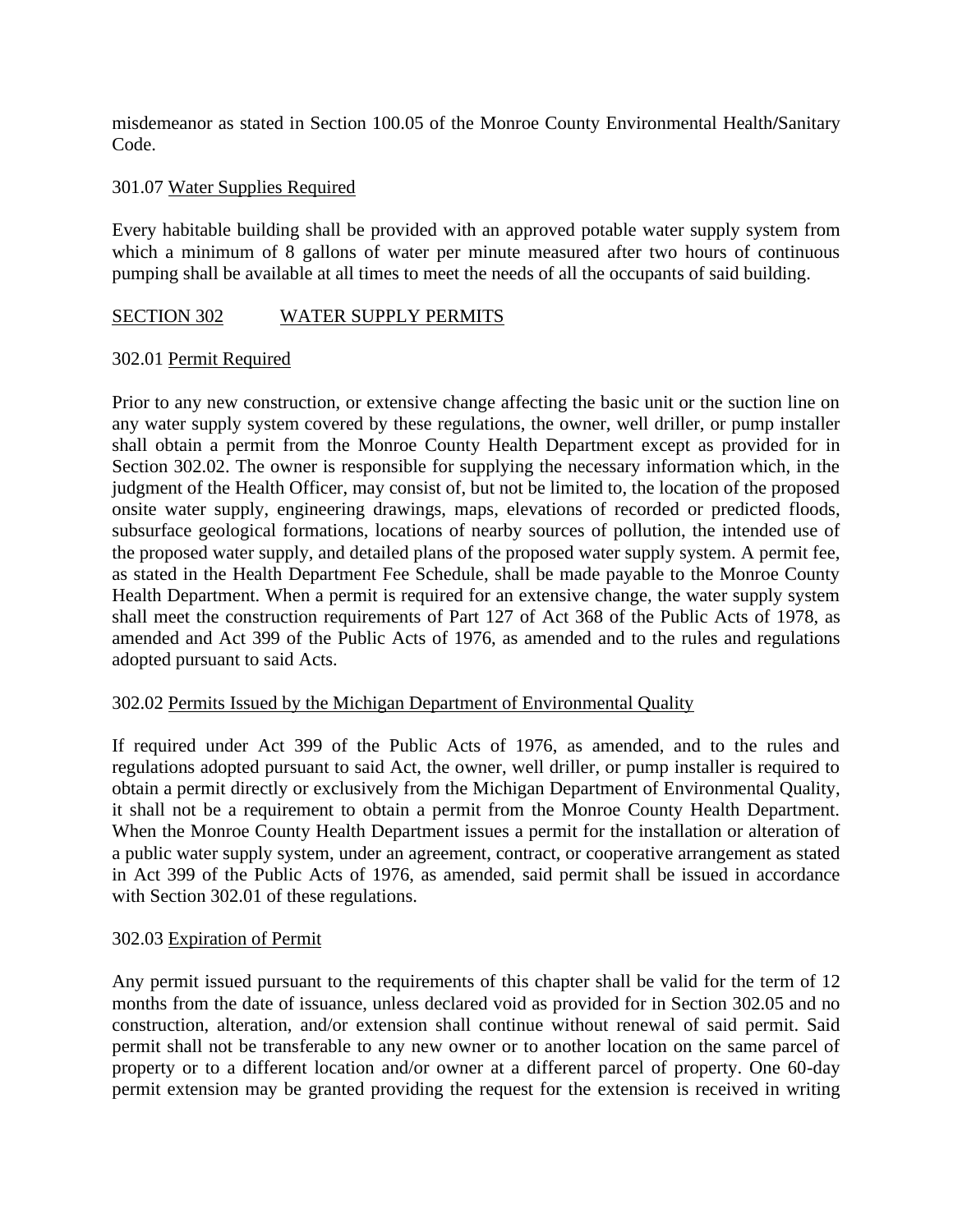misdemeanor as stated in Section 100.05 of the Monroe County Environmental Health/Sanitary Code.

301.07 Water Supplies Required

Every habitable building shall be provided with an approved potable water supply system from which a minimum of 8 gallons of water per minute measured after two hours of continuous pumping shall be available at all times to meet the needs of all the occupants of said building.

## SECTION 302 WATER SUPPLY PERMITS

302.01 Permit Required

Prior to any new construction, or extensive change affecting the basic unit or the suction line on any water supply system covered by these regulations, the owner, well driller, or pump installer shall obtain a permit from the Monroe County Health Department except as provided for in Section 302.02. The owner is responsible for supplying the necessary information which, in the judgment of the Health Officer, may consist of, but not be limited to, the location of the proposed onsite water supply, engineering drawings, maps, elevations of recorded or predicted floods, subsurface geological formations, locations of nearby sources of pollution, the intended use of the proposed water supply, and detailed plans of the proposed water supply system. A permit fee, as stated in the Health Department Fee Schedule, shall be made payable to the Monroe County Health Department. When a permit is required for an extensive change, the water supply system shall meet the construction requirements of Part 127 of Act 368 of the Public Acts of 1978, as amended and Act 399 of the Public Acts of 1976, as amended and to the rules and regulations adopted pursuant to said Acts.

302.02 Permits Issued by the Michigan Department of Environmental Quality

If required under Act 399 of the Public Acts of 1976, as amended, and to the rules and regulations adopted pursuant to said Act, the owner, well driller, or pump installer is required to obtain a permit directly or exclusively from the Michigan Department of Environmental Quality, it shall not be a requirement to obtain a permit from the Monroe County Health Department. When the Monroe County Health Department issues a permit for the installation or alteration of a public water supply system, under an agreement, contract, or cooperative arrangement as stated in Act 399 of the Public Acts of 1976, as amended, said permit shall be issued in accordance with Section 302.01 of these regulations.

302.03 Expiration of Permit

Any permit issued pursuant to the requirements of this chapter shall be valid for the term of 12 months from the date of issuance, unless declared void as provided for in Section 302.05 and no construction, alteration, and/or extension shall continue without renewal of said permit. Said permit shall not be transferable to any new owner or to another location on the same parcel of property or to a different location and/or owner at a different parcel of property. One 60-day permit extension may be granted providing the request for the extension is received in writing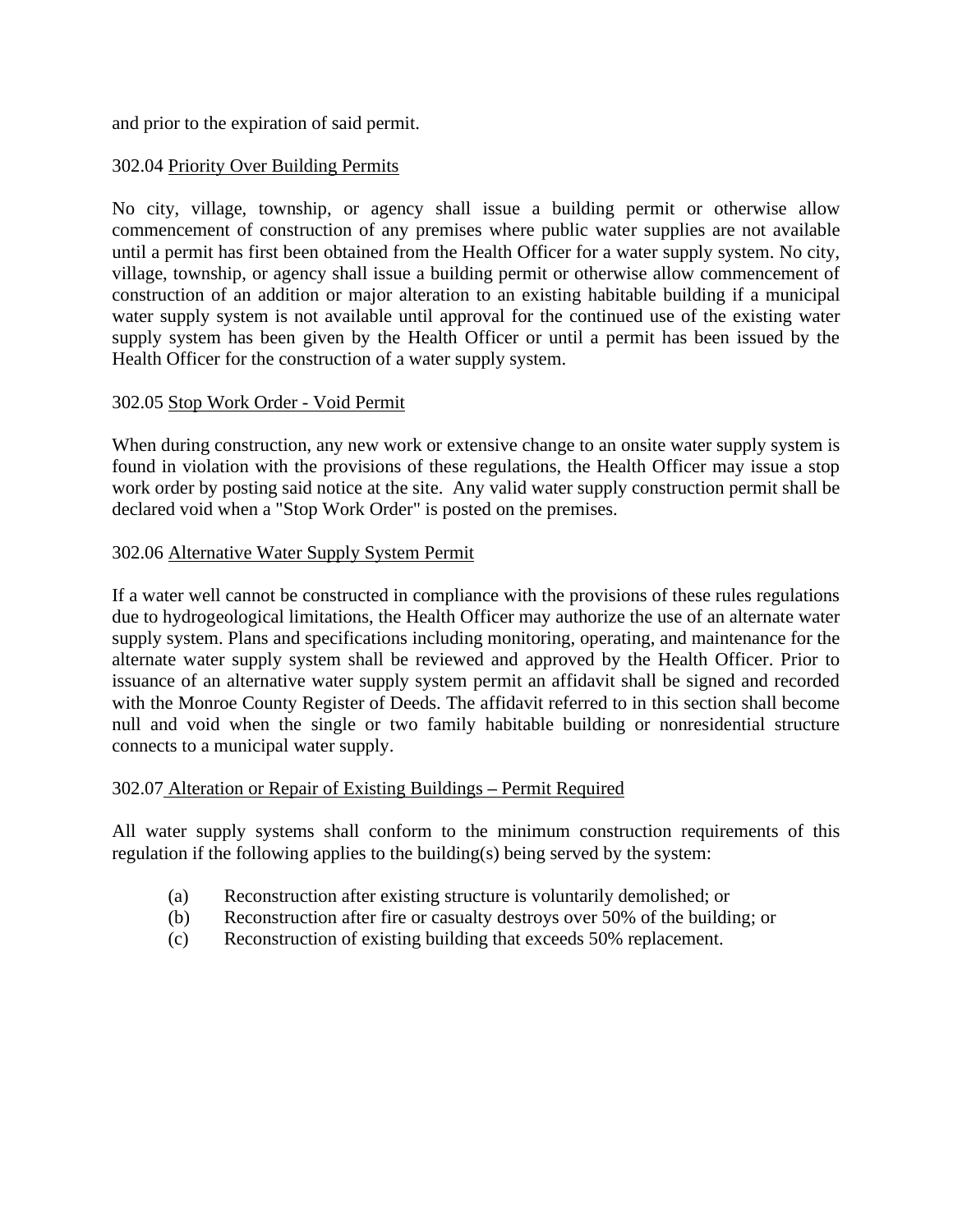and prior to the expiration of said permit.

302.04 Priority Over Building Permits

No city, village, township, or agency shall issue a building permit or otherwise allow commencement of construction of any premises where public water supplies are not available until a permit has first been obtained from the Health Officer for a water supply system. No city, village, township, or agency shall issue a building permit or otherwise allow commencement of construction of an addition or major alteration to an existing habitable building if a municipal water supply system is not available until approval for the continued use of the existing water supply system has been given by the Health Officer or until a permit has been issued by the Health Officer for the construction of a water supply system.

302.05 Stop Work Order - Void Permit

When during construction, any new work or extensive change to an onsite water supply system is found in violation with the provisions of these regulations, the Health Officer may issue a stop work order by posting said notice at the site. Any valid water supply construction permit shall be declared void when a "Stop Work Order" is posted on the premises.

302.06 Alternative Water Supply System Permit

If a water well cannot be constructed in compliance with the provisions of these rules regulations due to hydrogeological limitations, the Health Officer may authorize the use of an alternate water supply system. Plans and specifications including monitoring, operating, and maintenance for the alternate water supply system shall be reviewed and approved by the Health Officer. Prior to issuance of an alternative water supply system permit an affidavit shall be signed and recorded with the Monroe County Register of Deeds. The affidavit referred to in this section shall become null and void when the single or two family habitable building or nonresidential structure connects to a municipal water supply.

302.07 Alteration or Repair of Existing Buildings – Permit Required

All water supply systems shall conform to the minimum construction requirements of this regulation if the following applies to the building(s) being served by the system:

(a) Reconstruction after existing structure is voluntarily demolished; or
(b) Reconstruction after fire or casualty destroys over 50% of the building; or
(c) Reconstruction of existing building that exceeds 50% replacement.